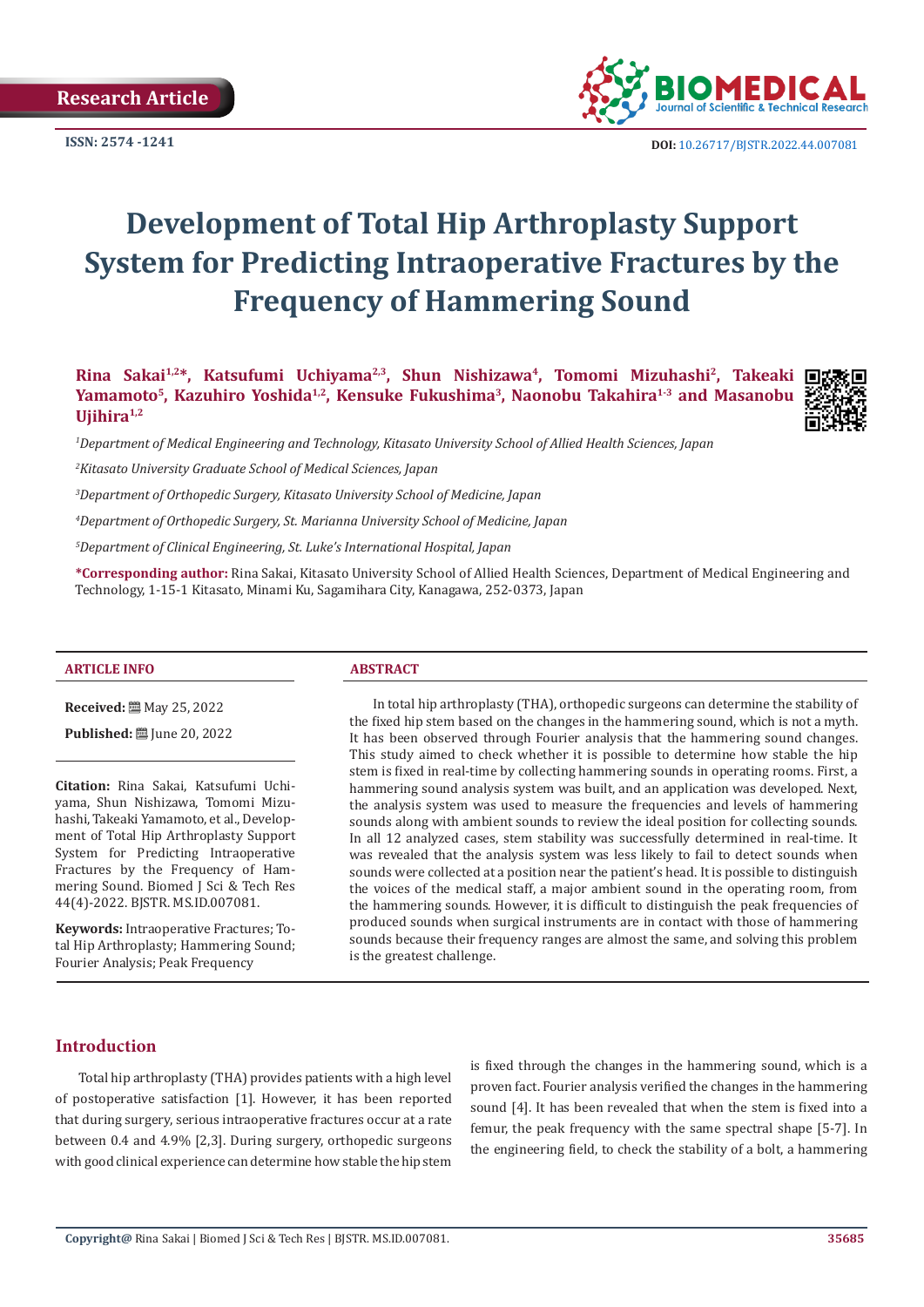**Research Article**

ISSN: 2574 -1241

DOI: 10.26717/BJSTR.2022.44.007081

# Development of Total Hip Arthroplasty Support System for Predicting Intraoperative Fractures by the Frequency of Hammering Sound

**Rina Sakai[1,2]\*, Katsufumi Uchiyama[2,3], Shun Nishizawa[4], Tomomi Mizuhashi[2], Takeaki Yamamoto[5], Kazuhiro Yoshida[1,2], Kensuke Fukushima[3], Naonobu Takahira[1-3] and Masanobu Ujihira[1,2]**

*[1]Department of Medical Engineering and Technology, Kitasato University School of Allied Health Sciences, Japan*

*[2]Kitasato University Graduate School of Medical Sciences, Japan*

*[3]Department of Orthopedic Surgery, Kitasato University School of Medicine, Japan*

*[4]Department of Orthopedic Surgery, St. Marianna University School of Medicine, Japan*

*[5]Department of Clinical Engineering, St. Luke's International Hospital, Japan*

**\*Corresponding author:** Rina Sakai, Kitasato University School of Allied Health Sciences, Department of Medical Engineering and Technology, 1-15-1 Kitasato, Minami Ku, Sagamihara City, Kanagawa, 252-0373, Japan

## ARTICLE INFO

**Received:** May 25, 2022

**Published:** June 20, 2022

**Citation:** Rina Sakai, Katsufumi Uchiyama, Shun Nishizawa, Tomomi Mizuhashi, Takeaki Yamamoto, et al., Development of Total Hip Arthroplasty Support System for Predicting Intraoperative Fractures by the Frequency of Hammering Sound. Biomed J Sci & Tech Res 44(4)-2022. BJSTR. MS.ID.007081.

**Keywords:** Intraoperative Fractures; Total Hip Arthroplasty; Hammering Sound; Fourier Analysis; Peak Frequency

## ABSTRACT

In total hip arthroplasty (THA), orthopedic surgeons can determine the stability of the fixed hip stem based on the changes in the hammering sound, which is not a myth. It has been observed through Fourier analysis that the hammering sound changes. This study aimed to check whether it is possible to determine how stable the hip stem is fixed in real-time by collecting hammering sounds in operating rooms. First, a hammering sound analysis system was built, and an application was developed. Next, the analysis system was used to measure the frequencies and levels of hammering sounds along with ambient sounds to review the ideal position for collecting sounds. In all 12 analyzed cases, stem stability was successfully determined in real-time. It was revealed that the analysis system was less likely to fail to detect sounds when sounds were collected at a position near the patient's head. It is possible to distinguish the voices of the medical staff, a major ambient sound in the operating room, from the hammering sounds. However, it is difficult to distinguish the peak frequencies of produced sounds when surgical instruments are in contact with those of hammering sounds because their frequency ranges are almost the same, and solving this problem is the greatest challenge.

## Introduction

Total hip arthroplasty (THA) provides patients with a high level of postoperative satisfaction [1]. However, it has been reported that during surgery, serious intraoperative fractures occur at a rate between 0.4 and 4.9% [2,3]. During surgery, orthopedic surgeons with good clinical experience can determine how stable the hip stem is fixed through the changes in the hammering sound, which is a proven fact. Fourier analysis verified the changes in the hammering sound [4]. It has been revealed that when the stem is fixed into a femur, the peak frequency with the same spectral shape [5-7]. In the engineering field, to check the stability of a bolt, a hammering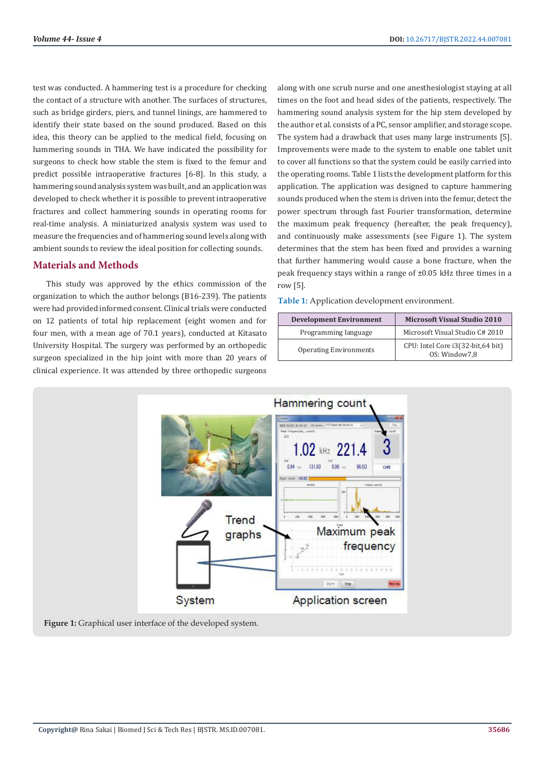test was conducted. A hammering test is a procedure for checking the contact of a structure with another. The surfaces of structures, such as bridge girders, piers, and tunnel linings, are hammered to identify their state based on the sound produced. Based on this idea, this theory can be applied to the medical field, focusing on hammering sounds in THA. We have indicated the possibility for surgeons to check how stable the stem is fixed to the femur and predict possible intraoperative fractures [6-8]. In this study, a hammering sound analysis system was built, and an application was developed to check whether it is possible to prevent intraoperative fractures and collect hammering sounds in operating rooms for real-time analysis. A miniaturized analysis system was used to measure the frequencies and of hammering sound levels along with ambient sounds to review the ideal position for collecting sounds.

## Materials and Methods

This study was approved by the ethics commission of the organization to which the author belongs (B16-239). The patients were had provided informed consent. Clinical trials were conducted on 12 patients of total hip replacement (eight women and for four men, with a mean age of 70.1 years), conducted at Kitasato University Hospital. The surgery was performed by an orthopedic surgeon specialized in the hip joint with more than 20 years of clinical experience. It was attended by three orthopedic surgeons along with one scrub nurse and one anesthesiologist staying at all times on the foot and head sides of the patients, respectively. The hammering sound analysis system for the hip stem developed by the author et al. consists of a PC, sensor amplifier, and storage scope. The system had a drawback that uses many large instruments [5]. Improvements were made to the system to enable one tablet unit to cover all functions so that the system could be easily carried into the operating rooms. Table 1 lists the development platform for this application. The application was designed to capture hammering sounds produced when the stem is driven into the femur, detect the power spectrum through fast Fourier transformation, determine the maximum peak frequency (hereafter, the peak frequency), and continuously make assessments (see Figure 1). The system determines that the stem has been fixed and provides a warning that further hammering would cause a bone fracture, when the peak frequency stays within a range of ±0.05 kHz three times in a row [5].

**Table 1:** Application development environment.

| Development Environment | Microsoft Visual Studio 2010 |
|---|---|
| Programming language | Microsoft Visual Studio C# 2010 |
| Operating Environments | CPU: Intel Core i3(32-bit,64 bit) OS: Window7,8 |

**Figure 1:** Graphical user interface of the developed system.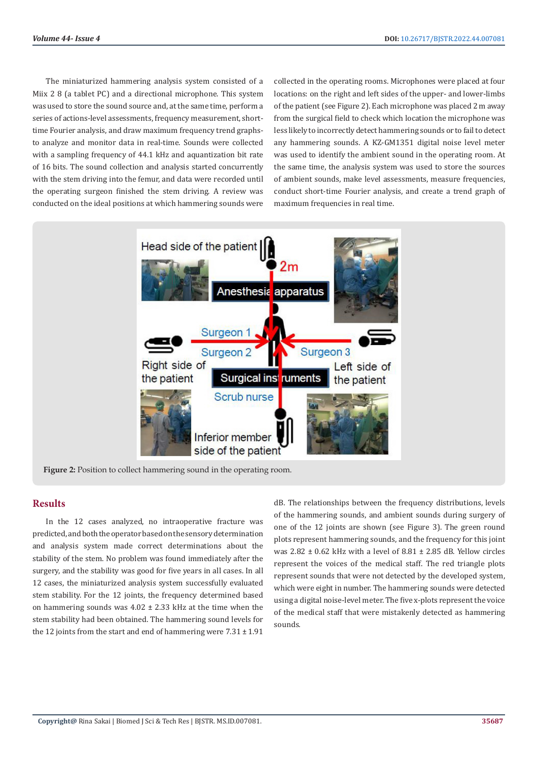The miniaturized hammering analysis system consisted of a Miix 2 8 (a tablet PC) and a directional microphone. This system was used to store the sound source and, at the same time, perform a series of actions-level assessments, frequency measurement, short-time Fourier analysis, and draw maximum frequency trend graphs-to analyze and monitor data in real-time. Sounds were collected with a sampling frequency of 44.1 kHz and aquantization bit rate of 16 bits. The sound collection and analysis started concurrently with the stem driving into the femur, and data were recorded until the operating surgeon finished the stem driving. A review was conducted on the ideal positions at which hammering sounds were collected in the operating rooms. Microphones were placed at four locations: on the right and left sides of the upper- and lower-limbs of the patient (see Figure 2). Each microphone was placed 2 m away from the surgical field to check which location the microphone was less likely to incorrectly detect hammering sounds or to fail to detect any hammering sounds. A KZ-GM1351 digital noise level meter was used to identify the ambient sound in the operating room. At the same time, the analysis system was used to store the sources of ambient sounds, make level assessments, measure frequencies, conduct short-time Fourier analysis, and create a trend graph of maximum frequencies in real time.

**Figure 2:** Position to collect hammering sound in the operating room.

## Results

In the 12 cases analyzed, no intraoperative fracture was predicted, and both the operator based on the sensory determination and analysis system made correct determinations about the stability of the stem. No problem was found immediately after the surgery, and the stability was good for five years in all cases. In all 12 cases, the miniaturized analysis system successfully evaluated stem stability. For the 12 joints, the frequency determined based on hammering sounds was 4.02 ± 2.33 kHz at the time when the stem stability had been obtained. The hammering sound levels for the 12 joints from the start and end of hammering were 7.31 ± 1.91 dB. The relationships between the frequency distributions, levels of the hammering sounds, and ambient sounds during surgery of one of the 12 joints are shown (see Figure 3). The green round plots represent hammering sounds, and the frequency for this joint was 2.82 ± 0.62 kHz with a level of 8.81 ± 2.85 dB. Yellow circles represent the voices of the medical staff. The red triangle plots represent sounds that were not detected by the developed system, which were eight in number. The hammering sounds were detected using a digital noise-level meter. The five x-plots represent the voice of the medical staff that were mistakenly detected as hammering sounds.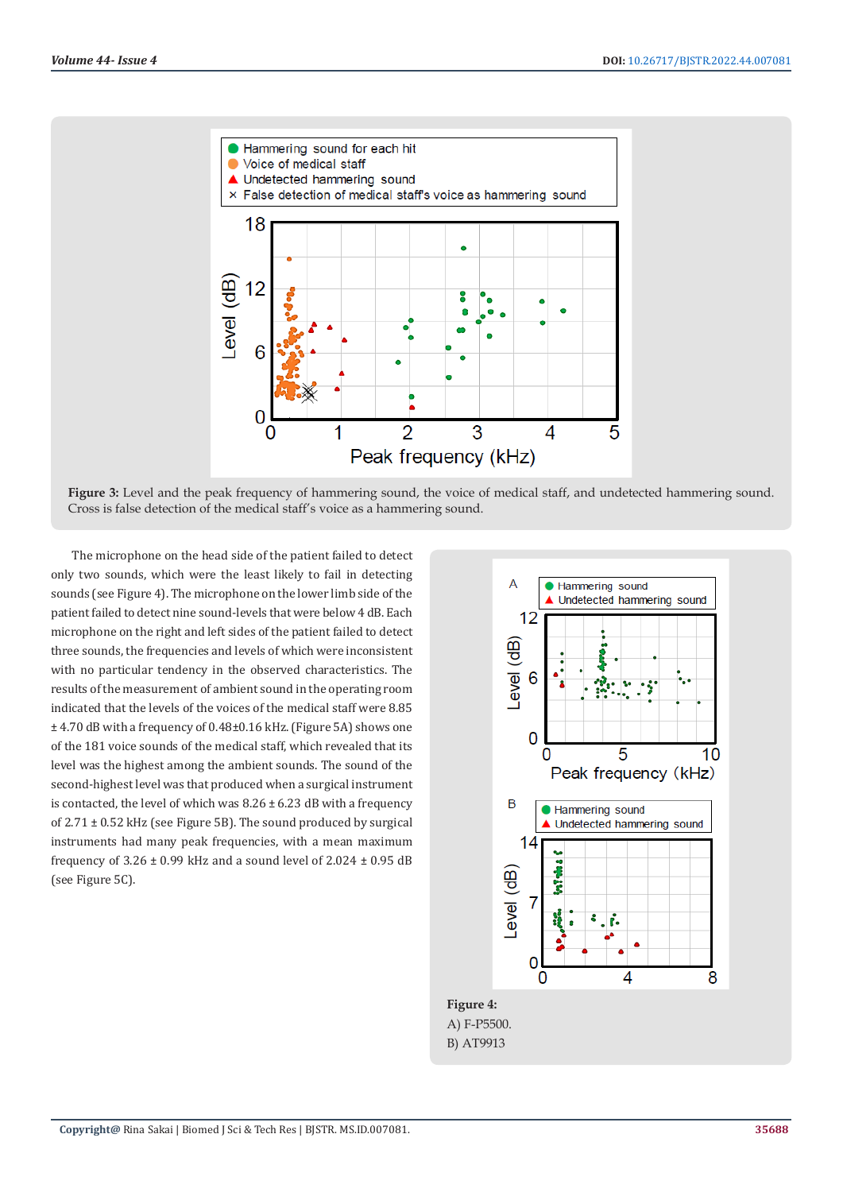**Figure 3:** Level and the peak frequency of hammering sound, the voice of medical staff, and undetected hammering sound. Cross is false detection of the medical staff's voice as a hammering sound.

The microphone on the head side of the patient failed to detect only two sounds, which were the least likely to fail in detecting sounds (see Figure 4). The microphone on the lower limb side of the patient failed to detect nine sound-levels that were below 4 dB. Each microphone on the right and left sides of the patient failed to detect three sounds, the frequencies and levels of which were inconsistent with no particular tendency in the observed characteristics. The results of the measurement of ambient sound in the operating room indicated that the levels of the voices of the medical staff were 8.85 ± 4.70 dB with a frequency of 0.48±0.16 kHz. (Figure 5A) shows one of the 181 voice sounds of the medical staff, which revealed that its level was the highest among the ambient sounds. The sound of the second-highest level was that produced when a surgical instrument is contacted, the level of which was 8.26 ± 6.23 dB with a frequency of 2.71 ± 0.52 kHz (see Figure 5B). The sound produced by surgical instruments had many peak frequencies, with a mean maximum frequency of 3.26 ± 0.99 kHz and a sound level of 2.024 ± 0.95 dB (see Figure 5C).

**Figure 4:**

A) F-P5500.

B) AT9913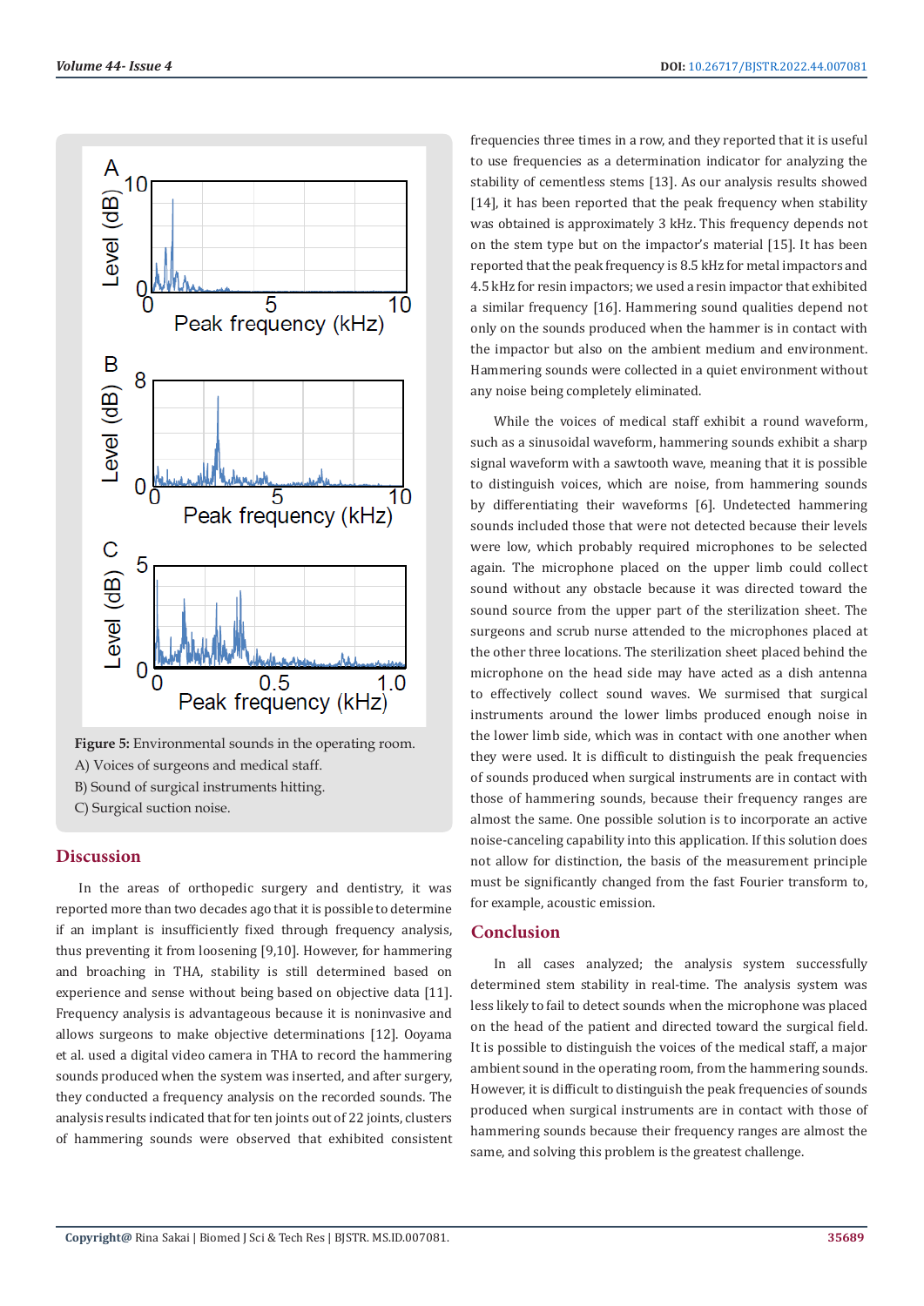Figure 5: Environmental sounds in the operating room.
A) Voices of surgeons and medical staff.
B) Sound of surgical instruments hitting.
C) Surgical suction noise.

## Discussion

In the areas of orthopedic surgery and dentistry, it was reported more than two decades ago that it is possible to determine if an implant is insufficiently fixed through frequency analysis, thus preventing it from loosening [9,10]. However, for hammering and broaching in THA, stability is still determined based on experience and sense without being based on objective data [11]. Frequency analysis is advantageous because it is noninvasive and allows surgeons to make objective determinations [12]. Ooyama et al. used a digital video camera in THA to record the hammering sounds produced when the system was inserted, and after surgery, they conducted a frequency analysis on the recorded sounds. The analysis results indicated that for ten joints out of 22 joints, clusters of hammering sounds were observed that exhibited consistent frequencies three times in a row, and they reported that it is useful to use frequencies as a determination indicator for analyzing the stability of cementless stems [13]. As our analysis results showed [14], it has been reported that the peak frequency when stability was obtained is approximately 3 kHz. This frequency depends not on the stem type but on the impactor's material [15]. It has been reported that the peak frequency is 8.5 kHz for metal impactors and 4.5 kHz for resin impactors; we used a resin impactor that exhibited a similar frequency [16]. Hammering sound qualities depend not only on the sounds produced when the hammer is in contact with the impactor but also on the ambient medium and environment. Hammering sounds were collected in a quiet environment without any noise being completely eliminated.

While the voices of medical staff exhibit a round waveform, such as a sinusoidal waveform, hammering sounds exhibit a sharp signal waveform with a sawtooth wave, meaning that it is possible to distinguish voices, which are noise, from hammering sounds by differentiating their waveforms [6]. Undetected hammering sounds included those that were not detected because their levels were low, which probably required microphones to be selected again. The microphone placed on the upper limb could collect sound without any obstacle because it was directed toward the sound source from the upper part of the sterilization sheet. The surgeons and scrub nurse attended to the microphones placed at the other three locations. The sterilization sheet placed behind the microphone on the head side may have acted as a dish antenna to effectively collect sound waves. We surmised that surgical instruments around the lower limbs produced enough noise in the lower limb side, which was in contact with one another when they were used. It is difficult to distinguish the peak frequencies of sounds produced when surgical instruments are in contact with those of hammering sounds, because their frequency ranges are almost the same. One possible solution is to incorporate an active noise-canceling capability into this application. If this solution does not allow for distinction, the basis of the measurement principle must be significantly changed from the fast Fourier transform to, for example, acoustic emission.

## Conclusion

In all cases analyzed; the analysis system successfully determined stem stability in real-time. The analysis system was less likely to fail to detect sounds when the microphone was placed on the head of the patient and directed toward the surgical field. It is possible to distinguish the voices of the medical staff, a major ambient sound in the operating room, from the hammering sounds. However, it is difficult to distinguish the peak frequencies of sounds produced when surgical instruments are in contact with those of hammering sounds because their frequency ranges are almost the same, and solving this problem is the greatest challenge.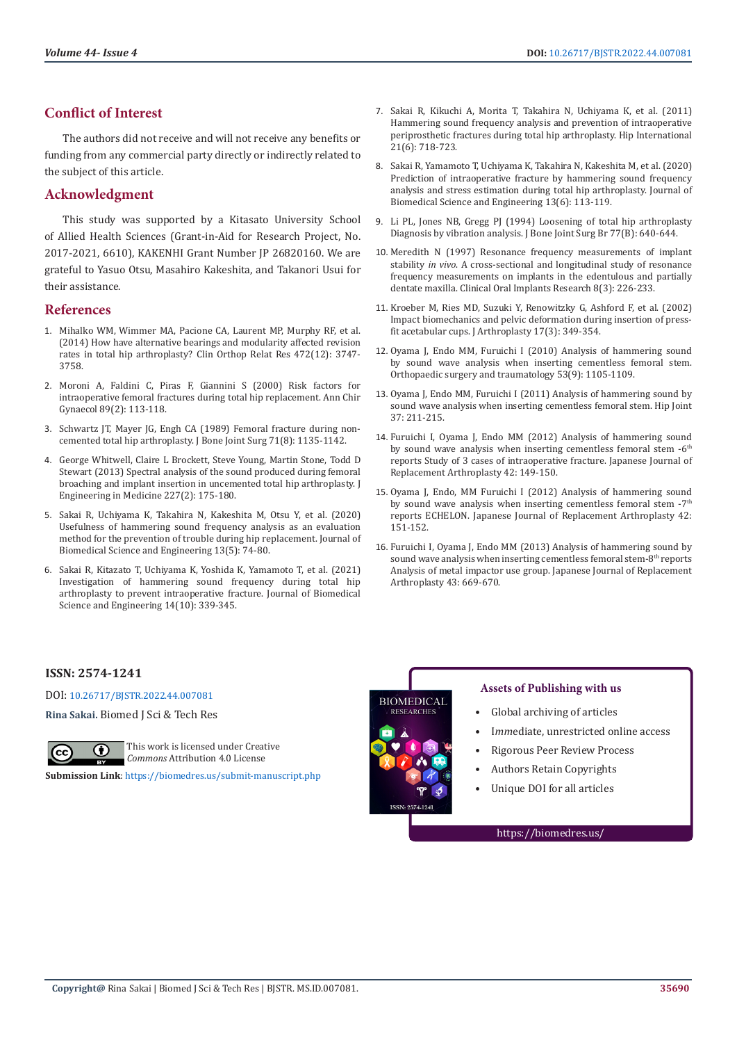## Conflict of Interest

The authors did not receive and will not receive any benefits or funding from any commercial party directly or indirectly related to the subject of this article.

## Acknowledgment

This study was supported by a Kitasato University School of Allied Health Sciences (Grant-in-Aid for Research Project, No. 2017-2021, 6610), KAKENHI Grant Number JP 26820160. We are grateful to Yasuo Otsu, Masahiro Kakeshita, and Takanori Usui for their assistance.

## References

1. Mihalko WM, Wimmer MA, Pacione CA, Laurent MP, Murphy RF, et al. (2014) How have alternative bearings and modularity affected revision rates in total hip arthroplasty? Clin Orthop Relat Res 472(12): 3747-3758.
2. Moroni A, Faldini C, Piras F, Giannini S (2000) Risk factors for intraoperative femoral fractures during total hip replacement. Ann Chir Gynaecol 89(2): 113-118.
3. Schwartz JT, Mayer JG, Engh CA (1989) Femoral fracture during non-cemented total hip arthroplasty. J Bone Joint Surg 71(8): 1135-1142.
4. George Whitwell, Claire L Brockett, Steve Young, Martin Stone, Todd D Stewart (2013) Spectral analysis of the sound produced during femoral broaching and implant insertion in uncemented total hip arthroplasty. J Engineering in Medicine 227(2): 175-180.
5. Sakai R, Uchiyama K, Takahira N, Kakeshita M, Otsu Y, et al. (2020) Usefulness of hammering sound frequency analysis as an evaluation method for the prevention of trouble during hip replacement. Journal of Biomedical Science and Engineering 13(5): 74-80.
6. Sakai R, Kitazato T, Uchiyama K, Yoshida K, Yamamoto T, et al. (2021) Investigation of hammering sound frequency during total hip arthroplasty to prevent intraoperative fracture. Journal of Biomedical Science and Engineering 14(10): 339-345.
7. Sakai R, Kikuchi A, Morita T, Takahira N, Uchiyama K, et al. (2011) Hammering sound frequency analysis and prevention of intraoperative periprosthetic fractures during total hip arthroplasty. Hip International 21(6): 718-723.
8. Sakai R, Yamamoto T, Uchiyama K, Takahira N, Kakeshita M, et al. (2020) Prediction of intraoperative fracture by hammering sound frequency analysis and stress estimation during total hip arthroplasty. Journal of Biomedical Science and Engineering 13(6): 113-119.
9. Li PL, Jones NB, Gregg PJ (1994) Loosening of total hip arthroplasty Diagnosis by vibration analysis. J Bone Joint Surg Br 77(B): 640-644.
10. Meredith N (1997) Resonance frequency measurements of implant stability *in vivo*. A cross-sectional and longitudinal study of resonance frequency measurements on implants in the edentulous and partially dentate maxilla. Clinical Oral Implants Research 8(3): 226-233.
11. Kroeber M, Ries MD, Suzuki Y, Renowitzky G, Ashford F, et al. (2002) Impact biomechanics and pelvic deformation during insertion of press-fit acetabular cups. J Arthroplasty 17(3): 349-354.
12. Oyama J, Endo MM, Furuichi I (2010) Analysis of hammering sound by sound wave analysis when inserting cementless femoral stem. Orthopaedic surgery and traumatology 53(9): 1105-1109.
13. Oyama J, Endo MM, Furuichi I (2011) Analysis of hammering sound by sound wave analysis when inserting cementless femoral stem. Hip Joint 37: 211-215.
14. Furuichi I, Oyama J, Endo MM (2012) Analysis of hammering sound by sound wave analysis when inserting cementless femoral stem -6th reports Study of 3 cases of intraoperative fracture. Japanese Journal of Replacement Arthroplasty 42: 149-150.
15. Oyama J, Endo, MM Furuichi I (2012) Analysis of hammering sound by sound wave analysis when inserting cementless femoral stem -7th reports ECHELON. Japanese Journal of Replacement Arthroplasty 42: 151-152.
16. Furuichi I, Oyama J, Endo MM (2013) Analysis of hammering sound by sound wave analysis when inserting cementless femoral stem-8th reports Analysis of metal impactor use group. Japanese Journal of Replacement Arthroplasty 43: 669-670.

**ISSN: 2574-1241**

DOI: 10.26717/BJSTR.2022.44.007081

**Rina Sakai.** Biomed J Sci & Tech Res

This work is licensed under Creative *Commons* Attribution 4.0 License

**Submission Link**: https://biomedres.us/submit-manuscript.php

**Assets of Publishing with us**

- Global archiving of articles
- Immediate, unrestricted online access
- Rigorous Peer Review Process
- Authors Retain Copyrights
- Unique DOI for all articles

https://biomedres.us/